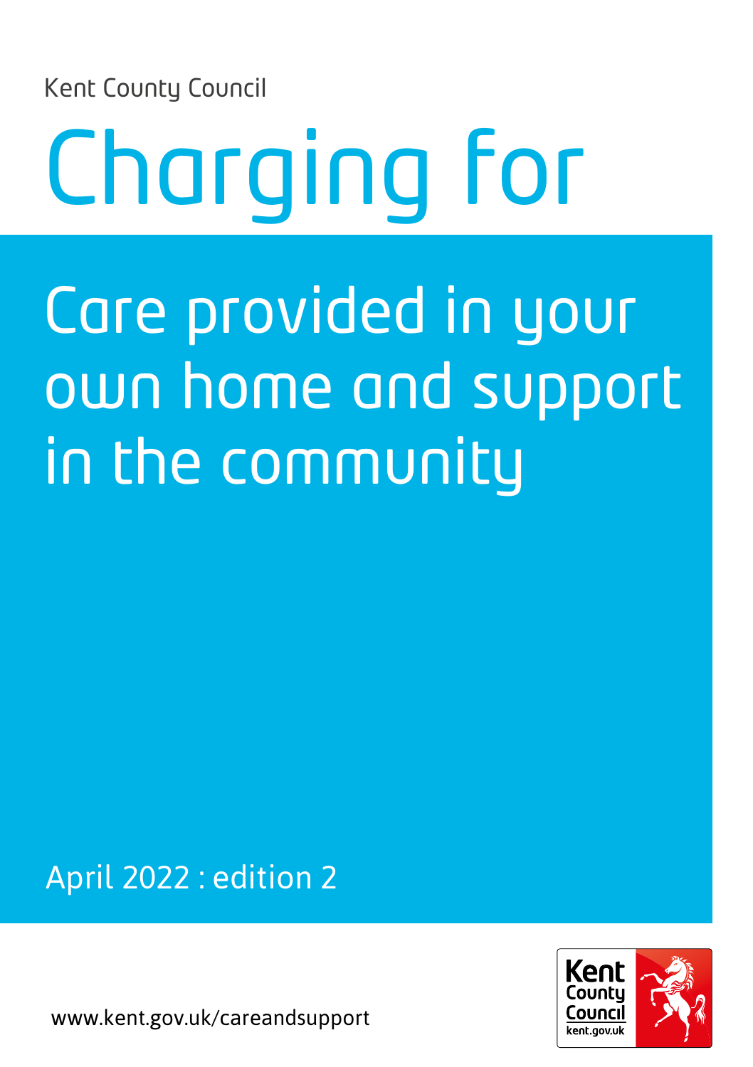Kent County Council

# Charging for

# Care provided in your own home and support in the community

April 2022 : edition 2

www.kent.gov.uk/careandsupport

Kent County Council
kent.gov.uk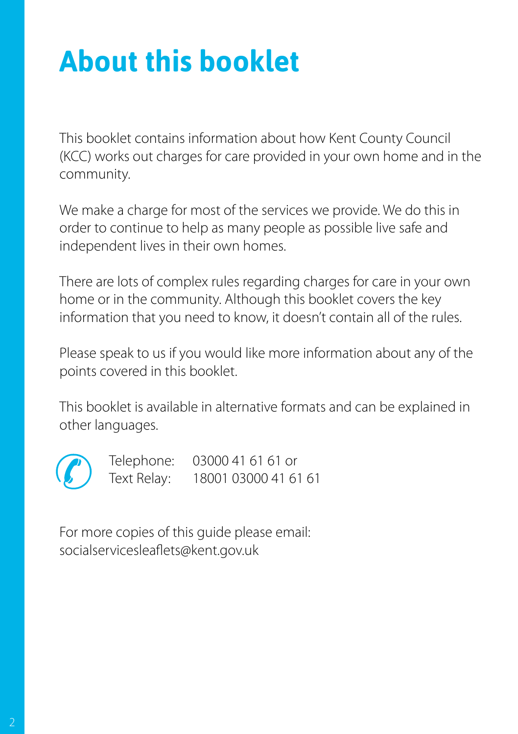# About this booklet

This booklet contains information about how Kent County Council (KCC) works out charges for care provided in your own home and in the community.

We make a charge for most of the services we provide. We do this in order to continue to help as many people as possible live safe and independent lives in their own homes.

There are lots of complex rules regarding charges for care in your own home or in the community. Although this booklet covers the key information that you need to know, it doesn't contain all of the rules.

Please speak to us if you would like more information about any of the points covered in this booklet.

This booklet is available in alternative formats and can be explained in other languages.

Telephone: 03000 41 61 61 or
Text Relay: 18001 03000 41 61 61

For more copies of this guide please email:
socialservicesleaflets@kent.gov.uk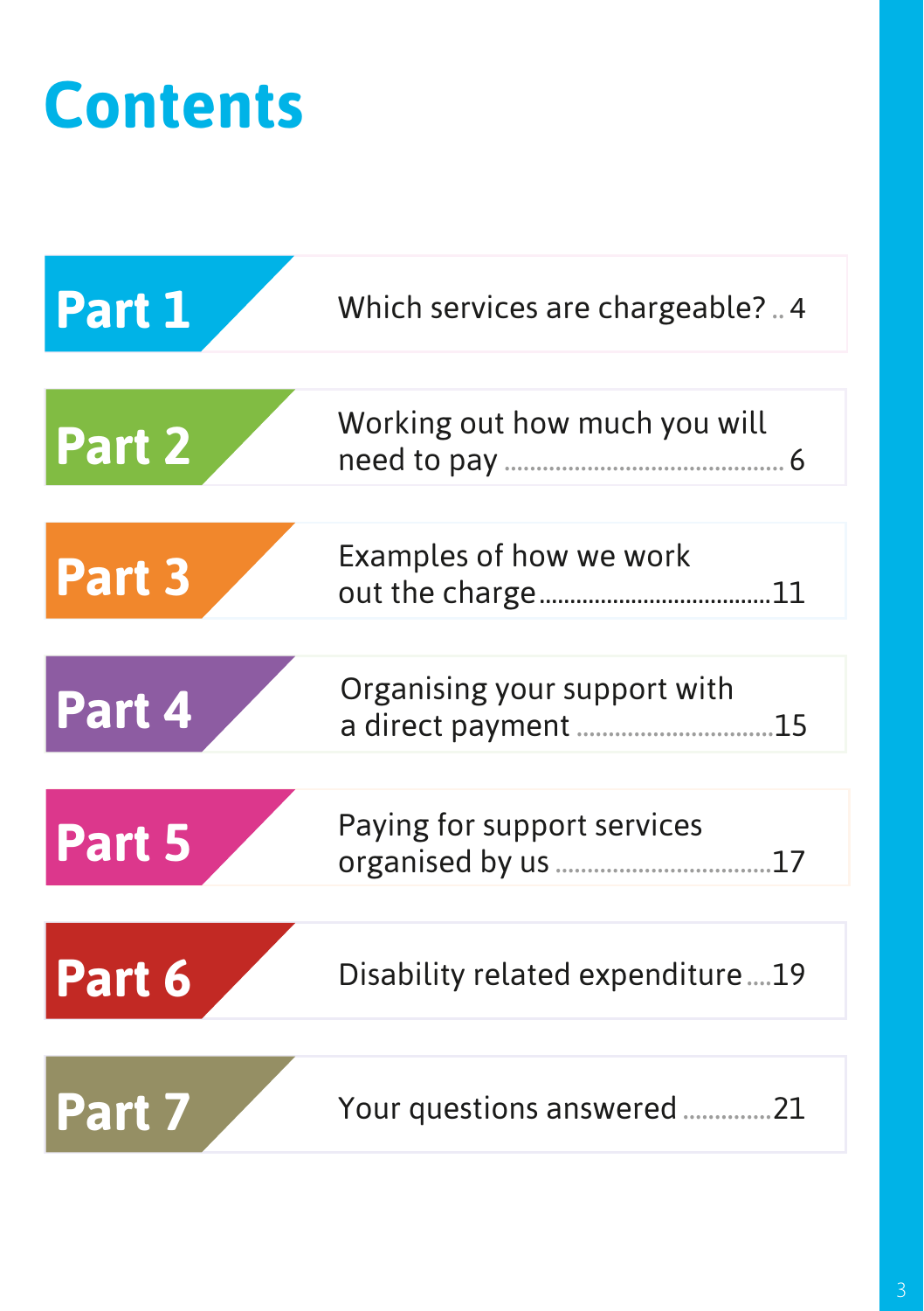# Contents

| | | |
|---|---|---|
| **Part 1** | Which services are chargeable? | 4 |
| **Part 2** | Working out how much you will need to pay | 6 |
| **Part 3** | Examples of how we work out the charge | 11 |
| **Part 4** | Organising your support with a direct payment | 15 |
| **Part 5** | Paying for support services organised by us | 17 |
| **Part 6** | Disability related expenditure | 19 |
| **Part 7** | Your questions answered | 21 |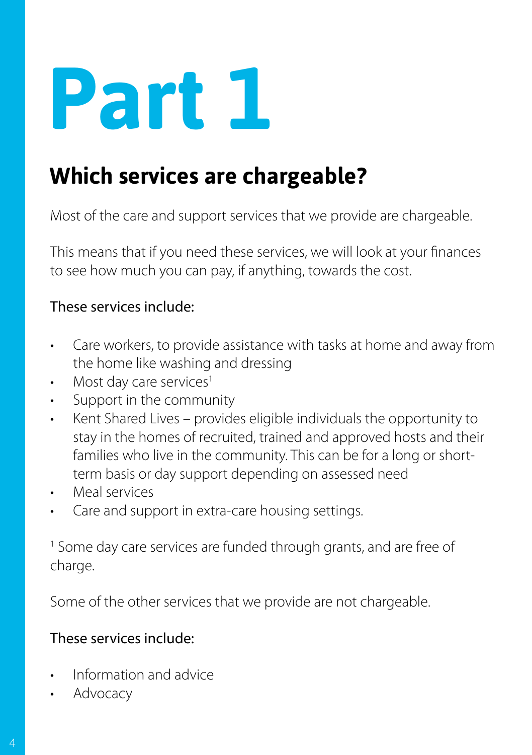# Part 1

## Which services are chargeable?

Most of the care and support services that we provide are chargeable.

This means that if you need these services, we will look at your finances to see how much you can pay, if anything, towards the cost.

These services include:

- Care workers, to provide assistance with tasks at home and away from the home like washing and dressing
- Most day care services[1]
- Support in the community
- Kent Shared Lives – provides eligible individuals the opportunity to stay in the homes of recruited, trained and approved hosts and their families who live in the community. This can be for a long or short-term basis or day support depending on assessed need
- Meal services
- Care and support in extra-care housing settings.

[1] Some day care services are funded through grants, and are free of charge.

Some of the other services that we provide are not chargeable.

These services include:

- Information and advice
- Advocacy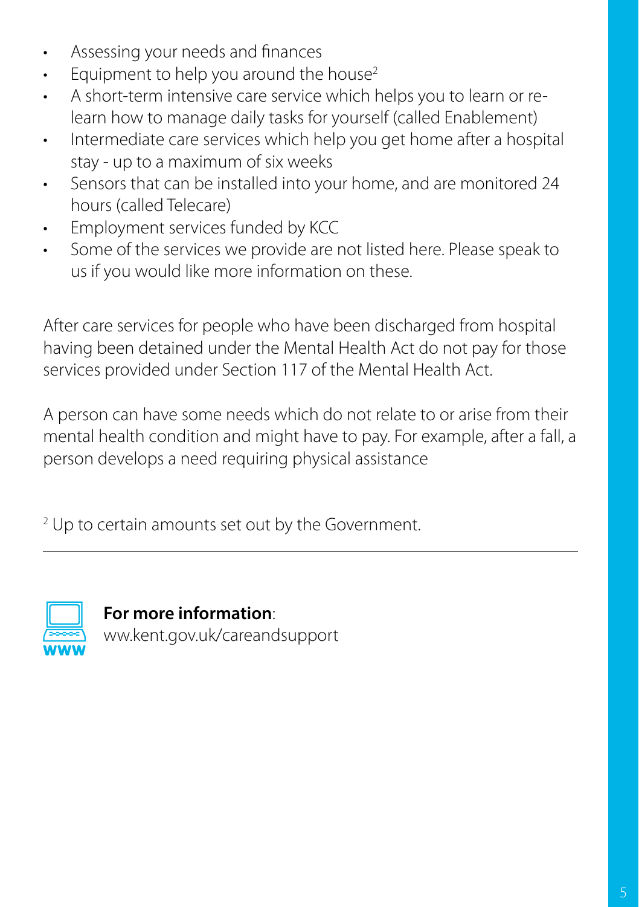- Assessing your needs and finances
- Equipment to help you around the house[2]
- A short-term intensive care service which helps you to learn or re-learn how to manage daily tasks for yourself (called Enablement)
- Intermediate care services which help you get home after a hospital stay - up to a maximum of six weeks
- Sensors that can be installed into your home, and are monitored 24 hours (called Telecare)
- Employment services funded by KCC
- Some of the services we provide are not listed here. Please speak to us if you would like more information on these.

After care services for people who have been discharged from hospital having been detained under the Mental Health Act do not pay for those services provided under Section 117 of the Mental Health Act.

A person can have some needs which do not relate to or arise from their mental health condition and might have to pay. For example, after a fall, a person develops a need requiring physical assistance

[2] Up to certain amounts set out by the Government.

---

**For more information**:
ww.kent.gov.uk/careandsupport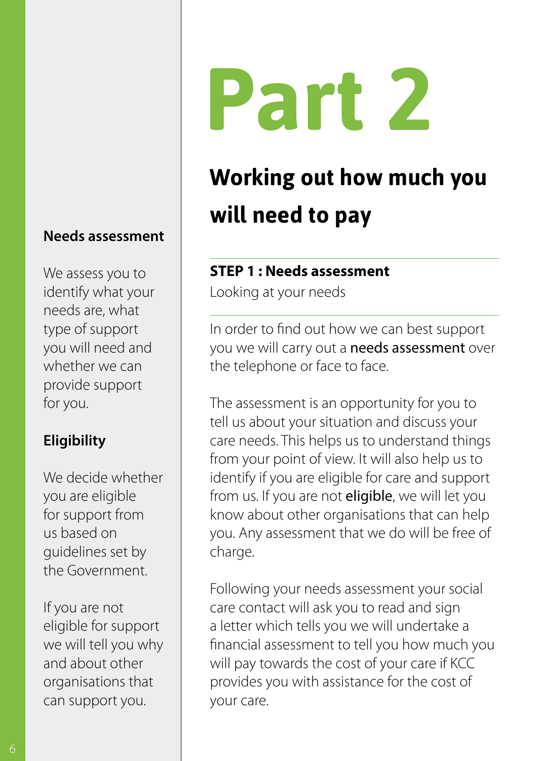# Part 2

## Working out how much you will need to pay

### STEP 1 : Needs assessment

Looking at your needs

In order to find out how we can best support you we will carry out a **needs assessment** over the telephone or face to face.

The assessment is an opportunity for you to tell us about your situation and discuss your care needs. This helps us to understand things from your point of view. It will also help us to identify if you are eligible for care and support from us. If you are not **eligible**, we will let you know about other organisations that can help you. Any assessment that we do will be free of charge.

Following your needs assessment your social care contact will ask you to read and sign a letter which tells you we will undertake a financial assessment to tell you how much you will pay towards the cost of your care if KCC provides you with assistance for the cost of your care.

**Needs assessment**

We assess you to identify what your needs are, what type of support you will need and whether we can provide support for you.

**Eligibility**

We decide whether you are eligible for support from us based on guidelines set by the Government.

If you are not eligible for support we will tell you why and about other organisations that can support you.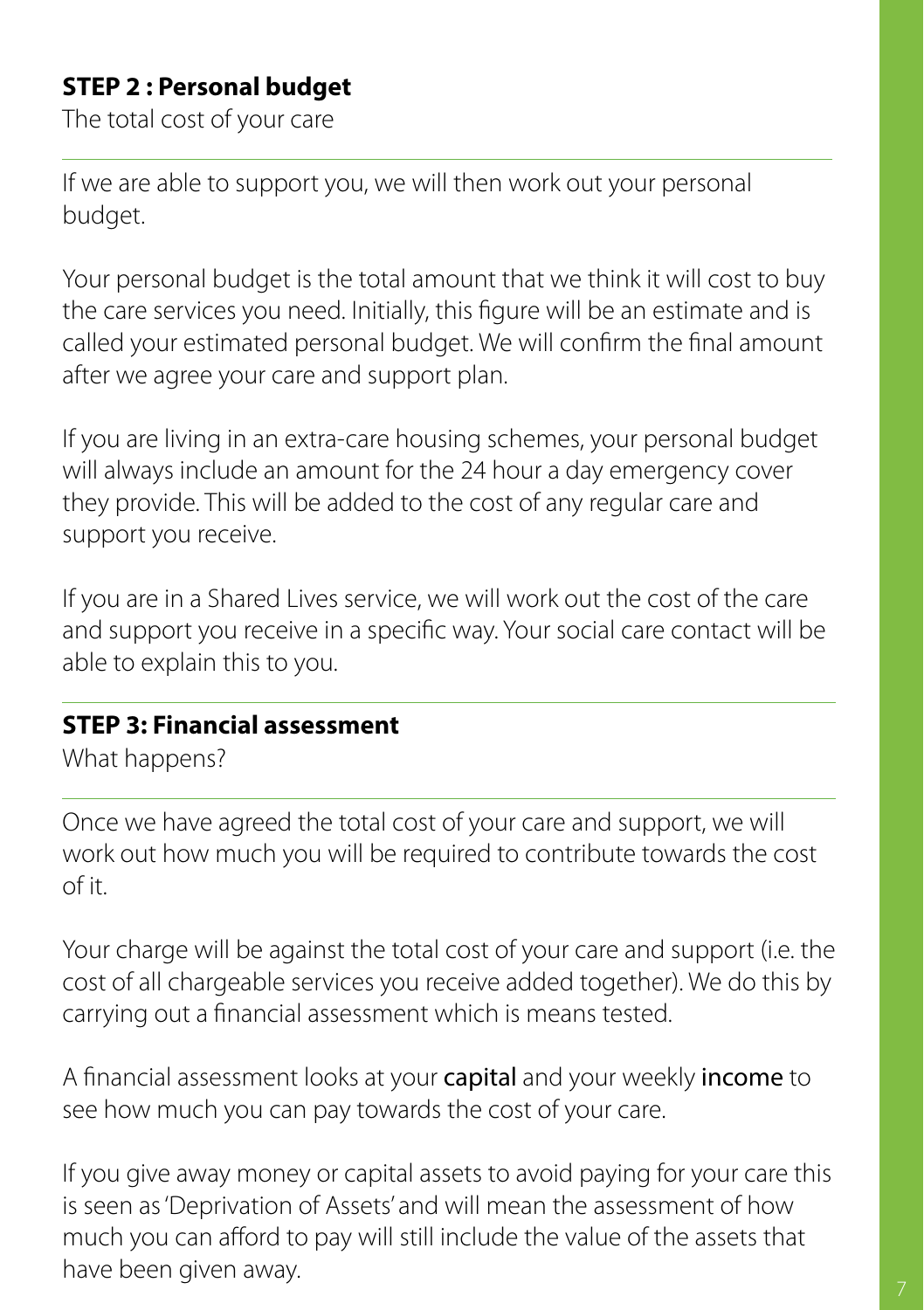## STEP 2 : Personal budget

The total cost of your care

If we are able to support you, we will then work out your personal budget.

Your personal budget is the total amount that we think it will cost to buy the care services you need. Initially, this figure will be an estimate and is called your estimated personal budget. We will confirm the final amount after we agree your care and support plan.

If you are living in an extra-care housing schemes, your personal budget will always include an amount for the 24 hour a day emergency cover they provide. This will be added to the cost of any regular care and support you receive.

If you are in a Shared Lives service, we will work out the cost of the care and support you receive in a specific way. Your social care contact will be able to explain this to you.

## STEP 3: Financial assessment

What happens?

Once we have agreed the total cost of your care and support, we will work out how much you will be required to contribute towards the cost of it.

Your charge will be against the total cost of your care and support (i.e. the cost of all chargeable services you receive added together). We do this by carrying out a financial assessment which is means tested.

A financial assessment looks at your **capital** and your weekly **income** to see how much you can pay towards the cost of your care.

If you give away money or capital assets to avoid paying for your care this is seen as 'Deprivation of Assets' and will mean the assessment of how much you can afford to pay will still include the value of the assets that have been given away.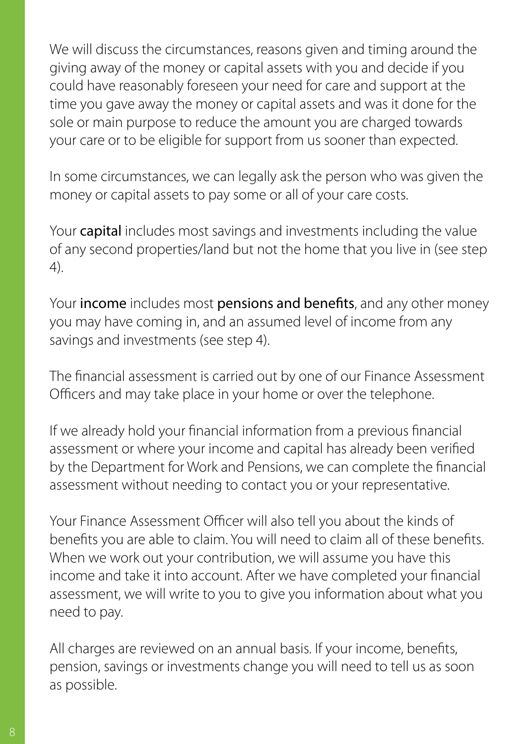We will discuss the circumstances, reasons given and timing around the giving away of the money or capital assets with you and decide if you could have reasonably foreseen your need for care and support at the time you gave away the money or capital assets and was it done for the sole or main purpose to reduce the amount you are charged towards your care or to be eligible for support from us sooner than expected.

In some circumstances, we can legally ask the person who was given the money or capital assets to pay some or all of your care costs.

Your **capital** includes most savings and investments including the value of any second properties/land but not the home that you live in (see step 4).

Your **income** includes most **pensions and benefits**, and any other money you may have coming in, and an assumed level of income from any savings and investments (see step 4).

The financial assessment is carried out by one of our Finance Assessment Officers and may take place in your home or over the telephone.

If we already hold your financial information from a previous financial assessment or where your income and capital has already been verified by the Department for Work and Pensions, we can complete the financial assessment without needing to contact you or your representative.

Your Finance Assessment Officer will also tell you about the kinds of benefits you are able to claim. You will need to claim all of these benefits. When we work out your contribution, we will assume you have this income and take it into account. After we have completed your financial assessment, we will write to you to give you information about what you need to pay.

All charges are reviewed on an annual basis. If your income, benefits, pension, savings or investments change you will need to tell us as soon as possible.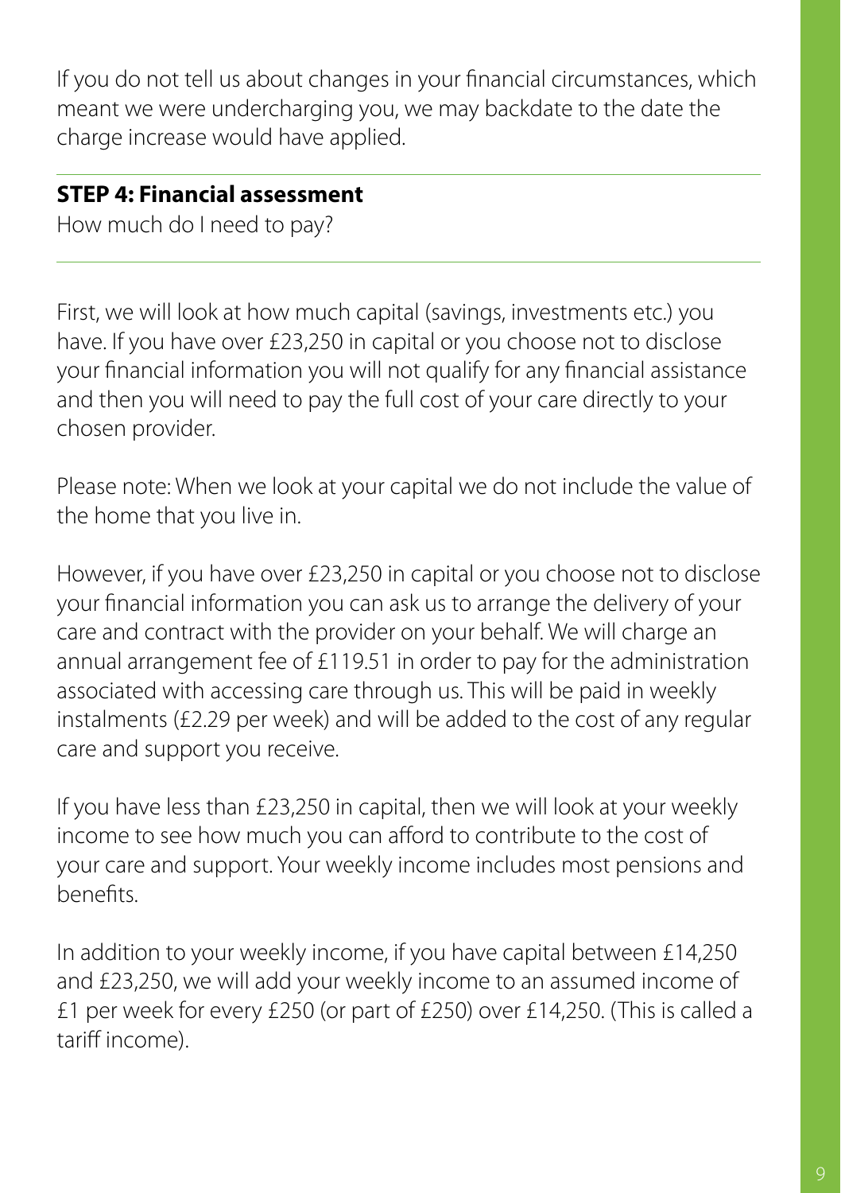If you do not tell us about changes in your financial circumstances, which meant we were undercharging you, we may backdate to the date the charge increase would have applied.

---

**STEP 4: Financial assessment**

How much do I need to pay?

---

First, we will look at how much capital (savings, investments etc.) you have. If you have over £23,250 in capital or you choose not to disclose your financial information you will not qualify for any financial assistance and then you will need to pay the full cost of your care directly to your chosen provider.

Please note: When we look at your capital we do not include the value of the home that you live in.

However, if you have over £23,250 in capital or you choose not to disclose your financial information you can ask us to arrange the delivery of your care and contract with the provider on your behalf. We will charge an annual arrangement fee of £119.51 in order to pay for the administration associated with accessing care through us. This will be paid in weekly instalments (£2.29 per week) and will be added to the cost of any regular care and support you receive.

If you have less than £23,250 in capital, then we will look at your weekly income to see how much you can afford to contribute to the cost of your care and support. Your weekly income includes most pensions and benefits.

In addition to your weekly income, if you have capital between £14,250 and £23,250, we will add your weekly income to an assumed income of £1 per week for every £250 (or part of £250) over £14,250. (This is called a tariff income).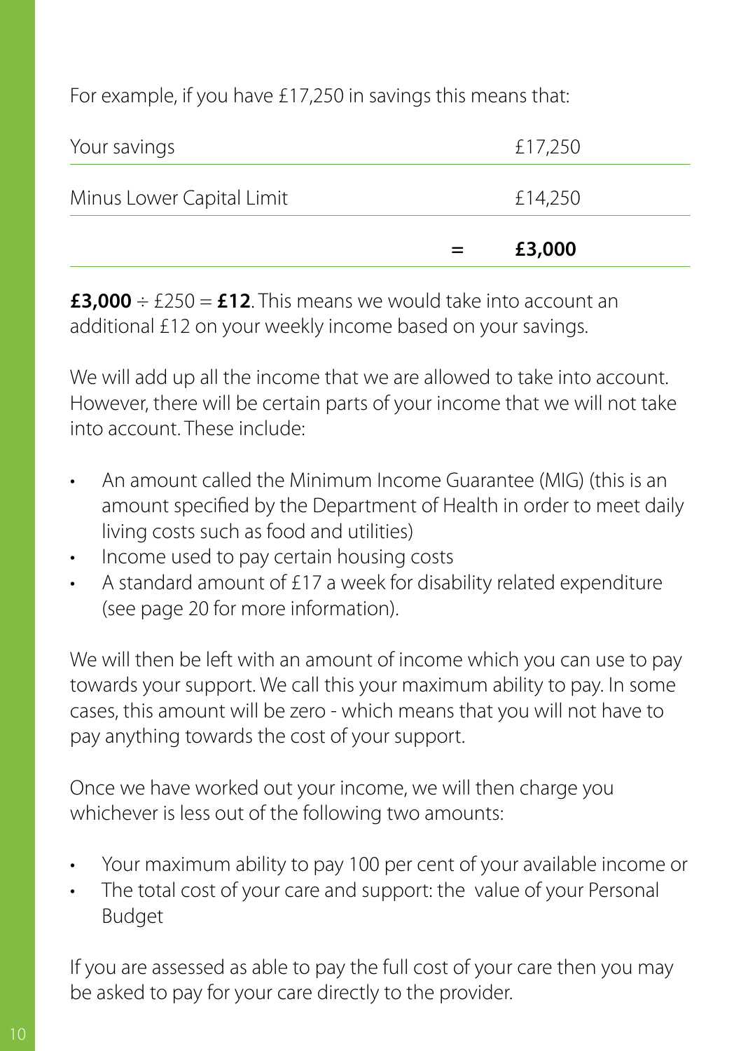For example, if you have £17,250 in savings this means that:

| | | |
|---|---|---|
| Your savings | | £17,250 |
| Minus Lower Capital Limit | | £14,250 |
| | = | **£3,000** |

**£3,000** ÷ £250 = **£12**. This means we would take into account an additional £12 on your weekly income based on your savings.

We will add up all the income that we are allowed to take into account. However, there will be certain parts of your income that we will not take into account. These include:

- An amount called the Minimum Income Guarantee (MIG) (this is an amount specified by the Department of Health in order to meet daily living costs such as food and utilities)
- Income used to pay certain housing costs
- A standard amount of £17 a week for disability related expenditure (see page 20 for more information).

We will then be left with an amount of income which you can use to pay towards your support. We call this your maximum ability to pay. In some cases, this amount will be zero - which means that you will not have to pay anything towards the cost of your support.

Once we have worked out your income, we will then charge you whichever is less out of the following two amounts:

- Your maximum ability to pay 100 per cent of your available income or
- The total cost of your care and support: the value of your Personal Budget

If you are assessed as able to pay the full cost of your care then you may be asked to pay for your care directly to the provider.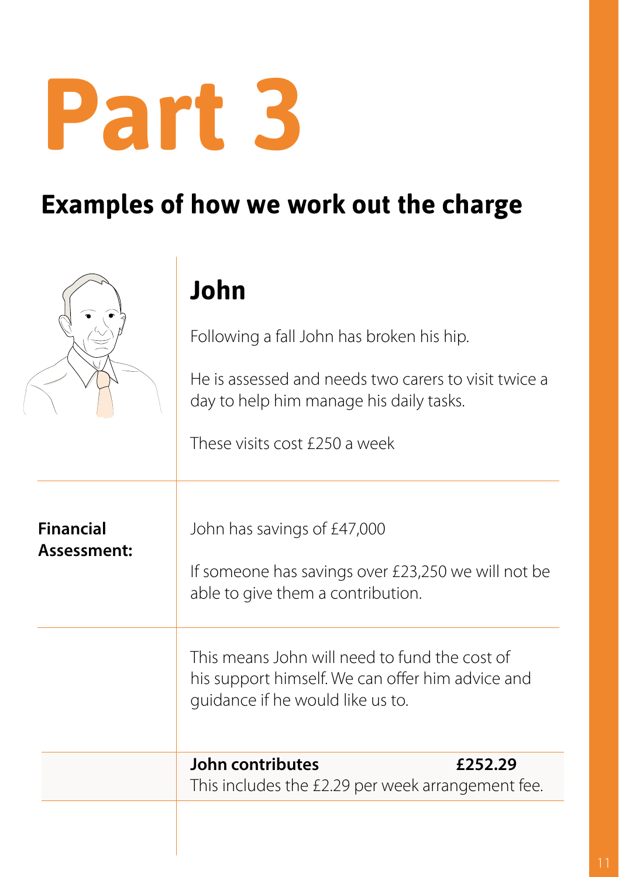# Part 3

## Examples of how we work out the charge

### John

Following a fall John has broken his hip.

He is assessed and needs two carers to visit twice a day to help him manage his daily tasks.

These visits cost £250 a week

**Financial Assessment:**

John has savings of £47,000

If someone has savings over £23,250 we will not be able to give them a contribution.

This means John will need to fund the cost of his support himself. We can offer him advice and guidance if he would like us to.

**John contributes** **£252.29**

This includes the £2.29 per week arrangement fee.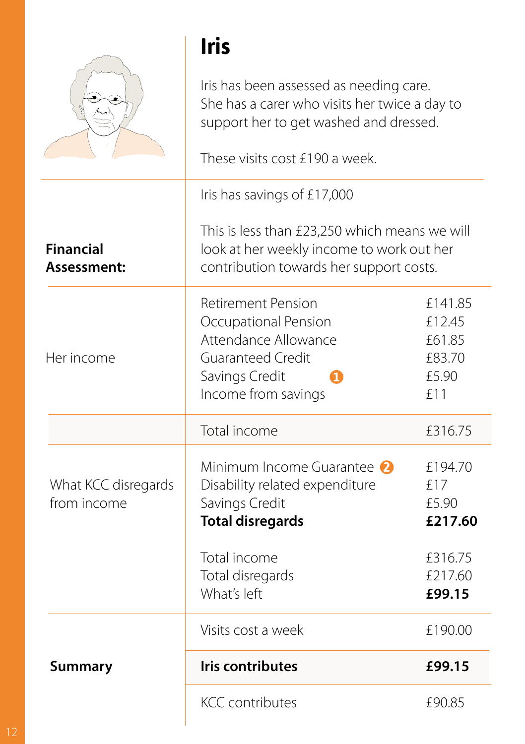# Iris

Iris has been assessed as needing care. She has a carer who visits her twice a day to support her to get washed and dressed.

These visits cost £190 a week.

| | | |
|---|---|---|
| **Financial Assessment:** | Iris has savings of £17,000<br><br>This is less than £23,250 which means we will look at her weekly income to work out her contribution towards her support costs. | |
| Her income | Retirement Pension | £141.85 |
| | Occupational Pension | £12.45 |
| | Attendance Allowance | £61.85 |
| | Guaranteed Credit | £83.70 |
| | Savings Credit (1) | £5.90 |
| | Income from savings | £11 |
| | Total income | £316.75 |
| What KCC disregards from income | Minimum Income Guarantee (2) | £194.70 |
| | Disability related expenditure | £17 |
| | Savings Credit | £5.90 |
| | **Total disregards** | **£217.60** |
| | Total income | £316.75 |
| | Total disregards | £217.60 |
| | What's left | **£99.15** |
| **Summary** | Visits cost a week | £190.00 |
| | **Iris contributes** | **£99.15** |
| | KCC contributes | £90.85 |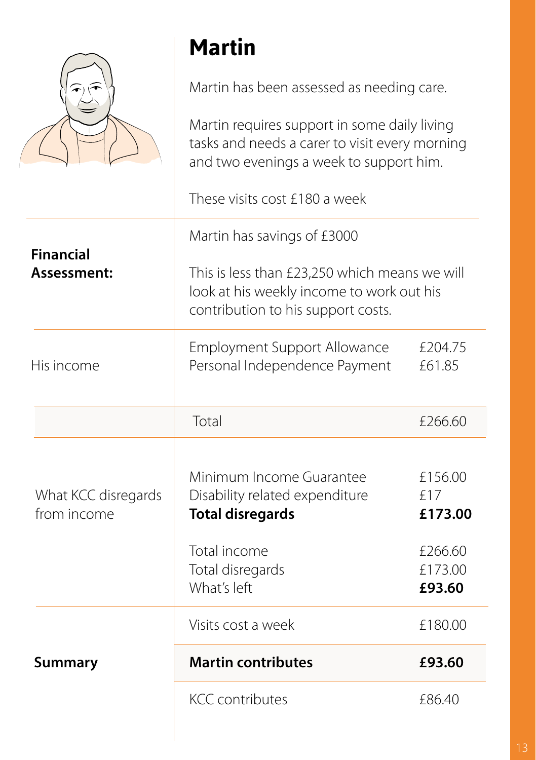# Martin

Martin has been assessed as needing care.

Martin requires support in some daily living tasks and needs a carer to visit every morning and two evenings a week to support him.

These visits cost £180 a week

| | | |
|---|---|---|
| **Financial Assessment:** | Martin has savings of £3000<br><br>This is less than £23,250 which means we will look at his weekly income to work out his contribution to his support costs. | |
| His income | Employment Support Allowance<br>Personal Independence Payment | £204.75<br>£61.85 |
| | Total | £266.60 |
| What KCC disregards from income | Minimum Income Guarantee<br>Disability related expenditure<br>**Total disregards** | £156.00<br>£17<br>**£173.00** |
| | Total income<br>Total disregards<br>What's left | £266.60<br>£173.00<br>**£93.60** |
| **Summary** | Visits cost a week | £180.00 |
| | **Martin contributes** | **£93.60** |
| | KCC contributes | £86.40 |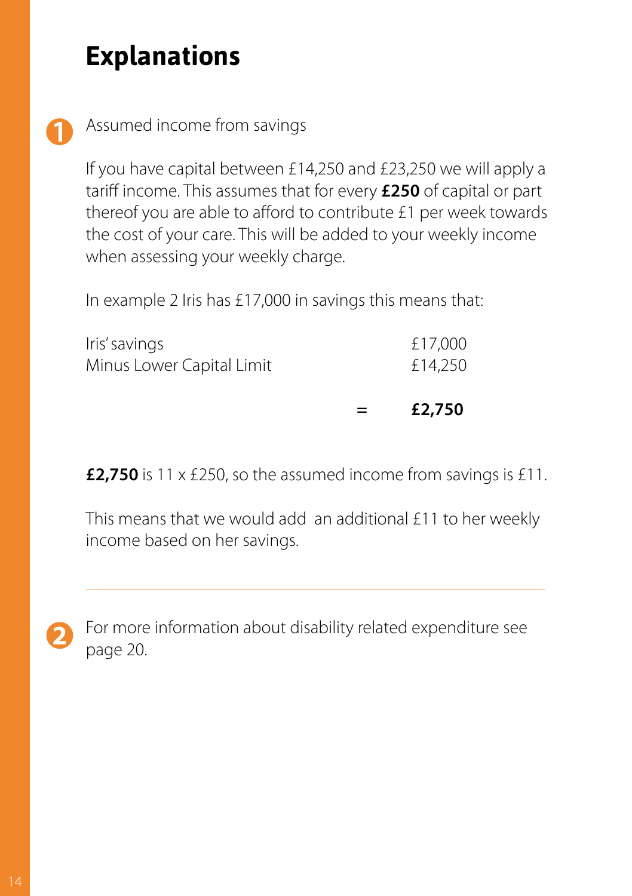# Explanations

**1** Assumed income from savings

If you have capital between £14,250 and £23,250 we will apply a tariff income. This assumes that for every **£250** of capital or part thereof you are able to afford to contribute £1 per week towards the cost of your care. This will be added to your weekly income when assessing your weekly charge.

In example 2 Iris has £17,000 in savings this means that:

| | | |
|---|---|---|
| Iris' savings | | £17,000 |
| Minus Lower Capital Limit | | £14,250 |
| | = | **£2,750** |

**£2,750** is 11 x £250, so the assumed income from savings is £11.

This means that we would add an additional £11 to her weekly income based on her savings.

---

**2** For more information about disability related expenditure see page 20.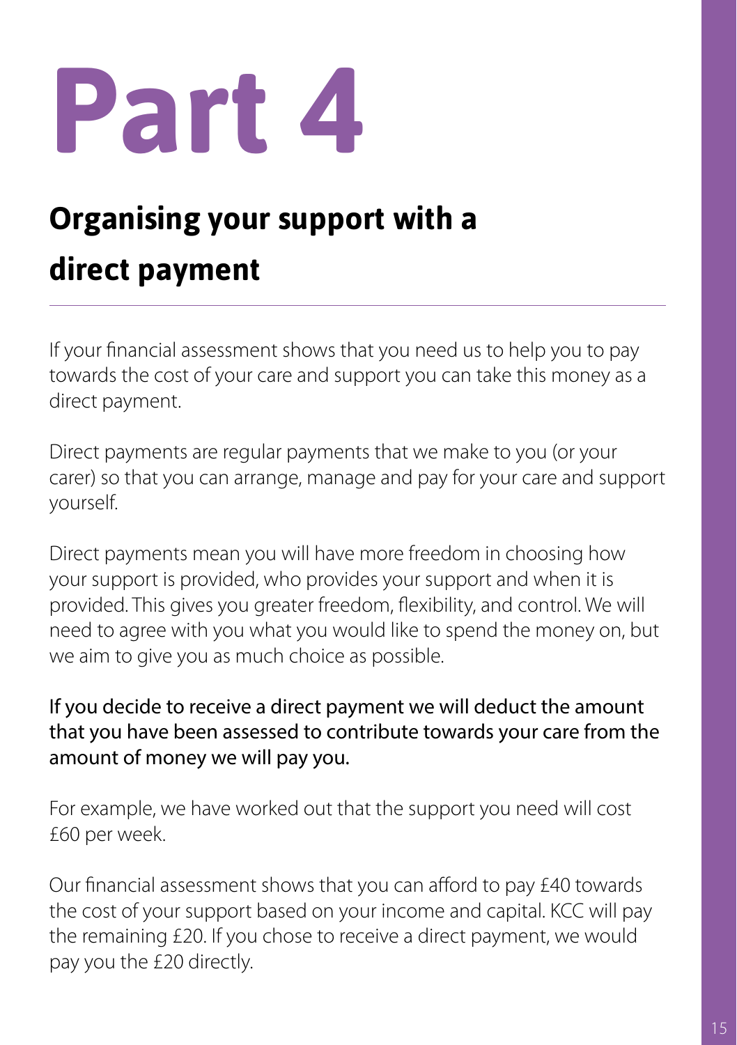# Part 4

## Organising your support with a direct payment

If your financial assessment shows that you need us to help you to pay towards the cost of your care and support you can take this money as a direct payment.

Direct payments are regular payments that we make to you (or your carer) so that you can arrange, manage and pay for your care and support yourself.

Direct payments mean you will have more freedom in choosing how your support is provided, who provides your support and when it is provided. This gives you greater freedom, flexibility, and control. We will need to agree with you what you would like to spend the money on, but we aim to give you as much choice as possible.

If you decide to receive a direct payment we will deduct the amount that you have been assessed to contribute towards your care from the amount of money we will pay you.

For example, we have worked out that the support you need will cost £60 per week.

Our financial assessment shows that you can afford to pay £40 towards the cost of your support based on your income and capital. KCC will pay the remaining £20. If you chose to receive a direct payment, we would pay you the £20 directly.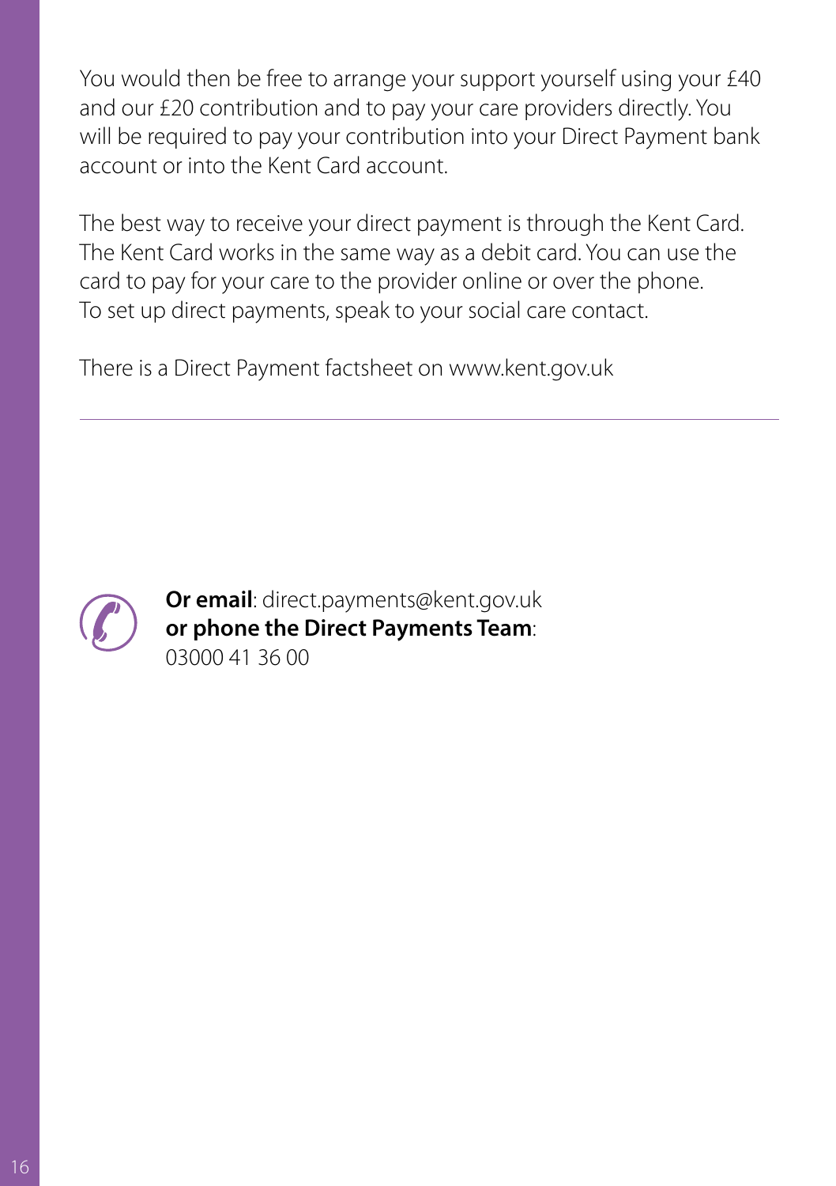You would then be free to arrange your support yourself using your £40 and our £20 contribution and to pay your care providers directly. You will be required to pay your contribution into your Direct Payment bank account or into the Kent Card account.

The best way to receive your direct payment is through the Kent Card. The Kent Card works in the same way as a debit card. You can use the card to pay for your care to the provider online or over the phone. To set up direct payments, speak to your social care contact.

There is a Direct Payment factsheet on www.kent.gov.uk

---

**Or email**: direct.payments@kent.gov.uk
**or phone the Direct Payments Team**:
03000 41 36 00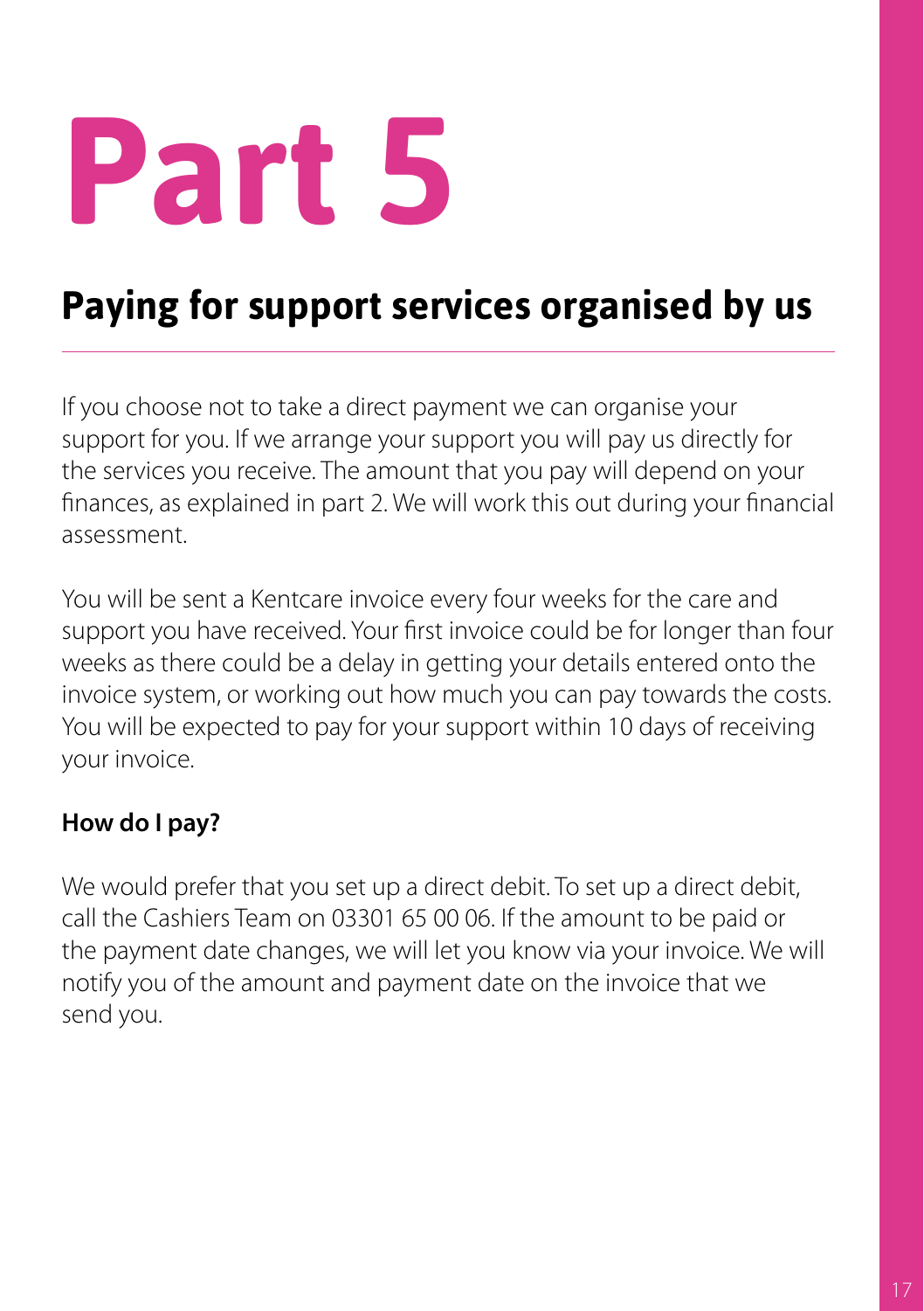# Part 5

## Paying for support services organised by us

If you choose not to take a direct payment we can organise your support for you. If we arrange your support you will pay us directly for the services you receive. The amount that you pay will depend on your finances, as explained in part 2. We will work this out during your financial assessment.

You will be sent a Kentcare invoice every four weeks for the care and support you have received. Your first invoice could be for longer than four weeks as there could be a delay in getting your details entered onto the invoice system, or working out how much you can pay towards the costs. You will be expected to pay for your support within 10 days of receiving your invoice.

### How do I pay?

We would prefer that you set up a direct debit. To set up a direct debit, call the Cashiers Team on 03301 65 00 06. If the amount to be paid or the payment date changes, we will let you know via your invoice. We will notify you of the amount and payment date on the invoice that we send you.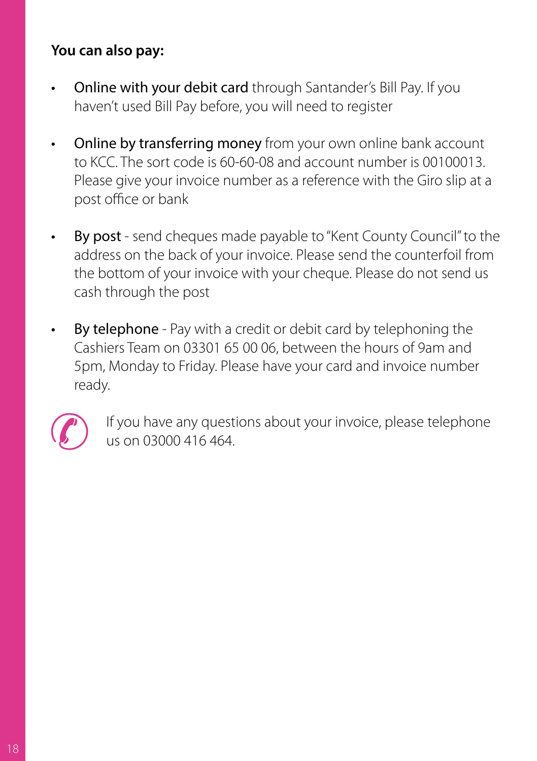**You can also pay:**

- Online with your debit card through Santander's Bill Pay. If you haven't used Bill Pay before, you will need to register
- Online by transferring money from your own online bank account to KCC. The sort code is 60-60-08 and account number is 00100013. Please give your invoice number as a reference with the Giro slip at a post office or bank
- By post - send cheques made payable to "Kent County Council" to the address on the back of your invoice. Please send the counterfoil from the bottom of your invoice with your cheque. Please do not send us cash through the post
- By telephone - Pay with a credit or debit card by telephoning the Cashiers Team on 03301 65 00 06, between the hours of 9am and 5pm, Monday to Friday. Please have your card and invoice number ready.

If you have any questions about your invoice, please telephone us on 03000 416 464.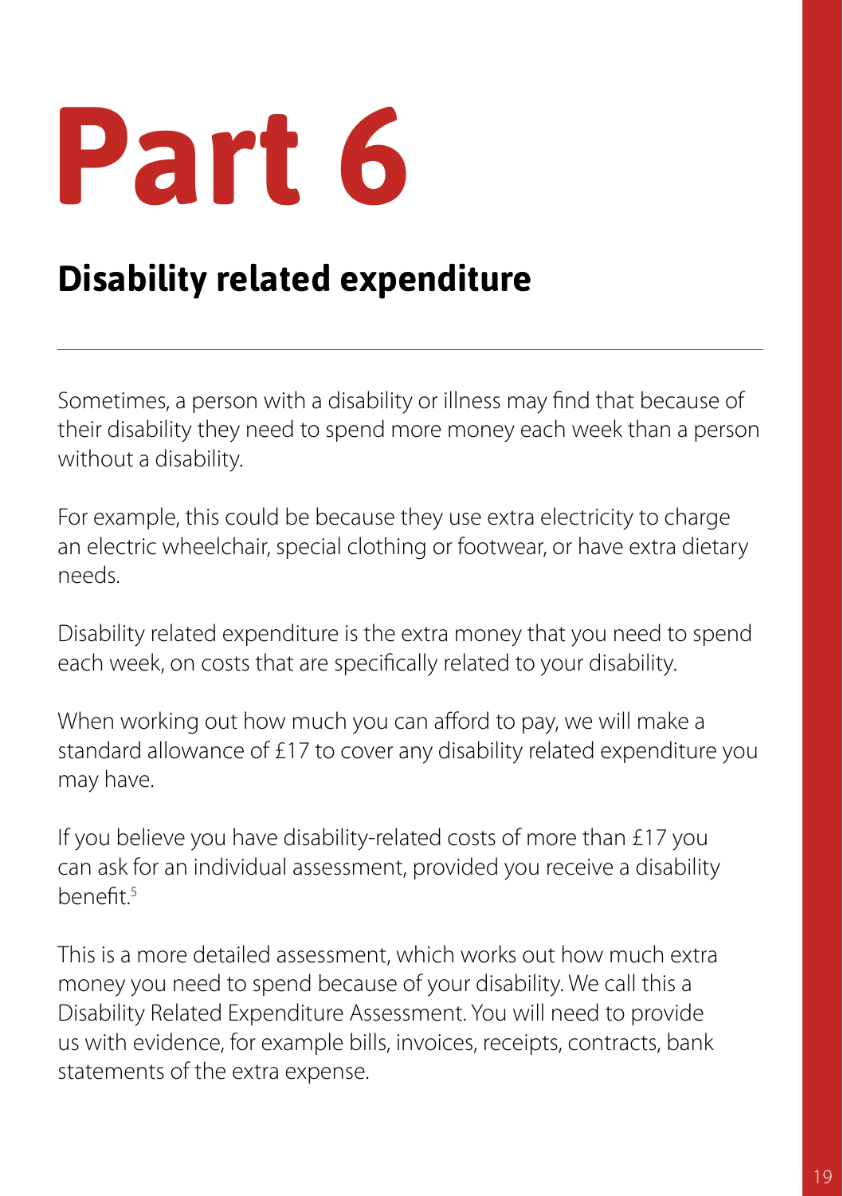# Part 6

## Disability related expenditure

Sometimes, a person with a disability or illness may find that because of their disability they need to spend more money each week than a person without a disability.

For example, this could be because they use extra electricity to charge an electric wheelchair, special clothing or footwear, or have extra dietary needs.

Disability related expenditure is the extra money that you need to spend each week, on costs that are specifically related to your disability.

When working out how much you can afford to pay, we will make a standard allowance of £17 to cover any disability related expenditure you may have.

If you believe you have disability-related costs of more than £17 you can ask for an individual assessment, provided you receive a disability benefit.[5]

This is a more detailed assessment, which works out how much extra money you need to spend because of your disability. We call this a Disability Related Expenditure Assessment. You will need to provide us with evidence, for example bills, invoices, receipts, contracts, bank statements of the extra expense.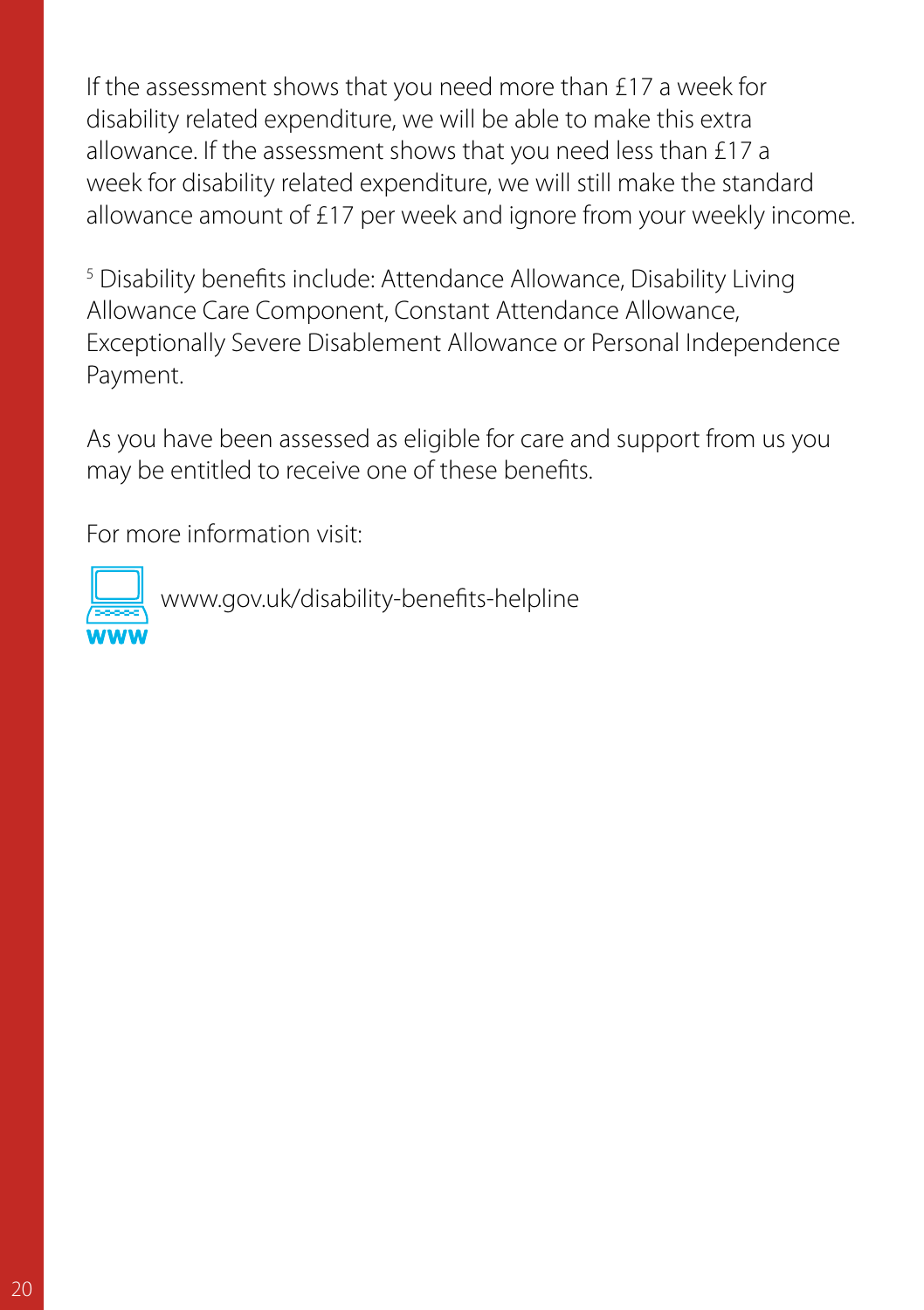If the assessment shows that you need more than £17 a week for disability related expenditure, we will be able to make this extra allowance. If the assessment shows that you need less than £17 a week for disability related expenditure, we will still make the standard allowance amount of £17 per week and ignore from your weekly income.

[5] Disability benefits include: Attendance Allowance, Disability Living Allowance Care Component, Constant Attendance Allowance, Exceptionally Severe Disablement Allowance or Personal Independence Payment.

As you have been assessed as eligible for care and support from us you may be entitled to receive one of these benefits.

For more information visit:

www.gov.uk/disability-benefits-helpline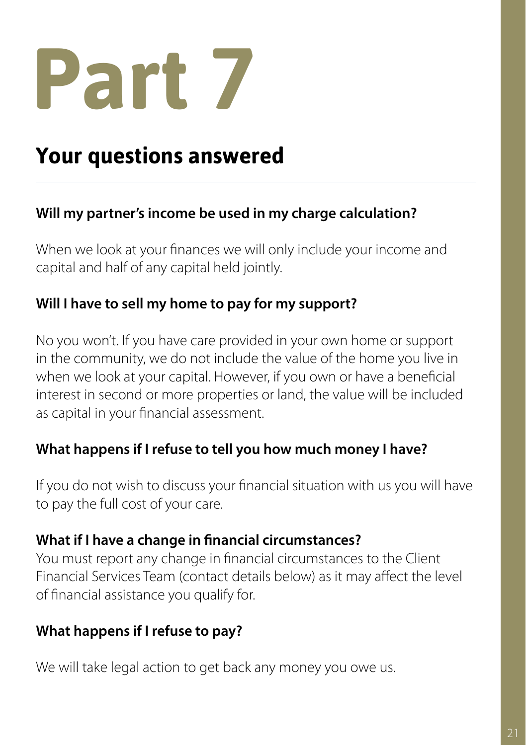# Part 7

## Your questions answered

**Will my partner's income be used in my charge calculation?**

When we look at your finances we will only include your income and capital and half of any capital held jointly.

**Will I have to sell my home to pay for my support?**

No you won't. If you have care provided in your own home or support in the community, we do not include the value of the home you live in when we look at your capital. However, if you own or have a beneficial interest in second or more properties or land, the value will be included as capital in your financial assessment.

**What happens if I refuse to tell you how much money I have?**

If you do not wish to discuss your financial situation with us you will have to pay the full cost of your care.

**What if I have a change in financial circumstances?**

You must report any change in financial circumstances to the Client Financial Services Team (contact details below) as it may affect the level of financial assistance you qualify for.

**What happens if I refuse to pay?**

We will take legal action to get back any money you owe us.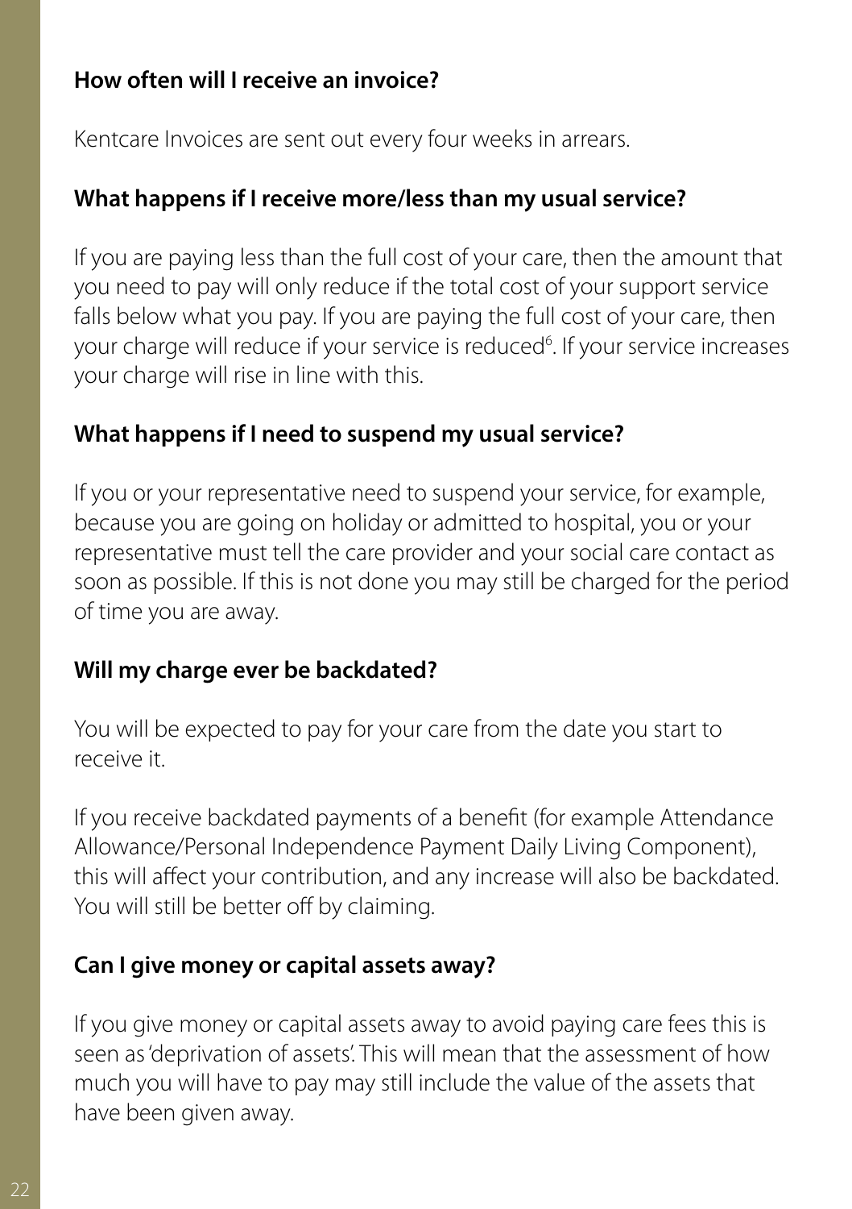### How often will I receive an invoice?

Kentcare Invoices are sent out every four weeks in arrears.

### What happens if I receive more/less than my usual service?

If you are paying less than the full cost of your care, then the amount that you need to pay will only reduce if the total cost of your support service falls below what you pay. If you are paying the full cost of your care, then your charge will reduce if your service is reduced[6]. If your service increases your charge will rise in line with this.

### What happens if I need to suspend my usual service?

If you or your representative need to suspend your service, for example, because you are going on holiday or admitted to hospital, you or your representative must tell the care provider and your social care contact as soon as possible. If this is not done you may still be charged for the period of time you are away.

### Will my charge ever be backdated?

You will be expected to pay for your care from the date you start to receive it.

If you receive backdated payments of a benefit (for example Attendance Allowance/Personal Independence Payment Daily Living Component), this will affect your contribution, and any increase will also be backdated. You will still be better off by claiming.

### Can I give money or capital assets away?

If you give money or capital assets away to avoid paying care fees this is seen as 'deprivation of assets'. This will mean that the assessment of how much you will have to pay may still include the value of the assets that have been given away.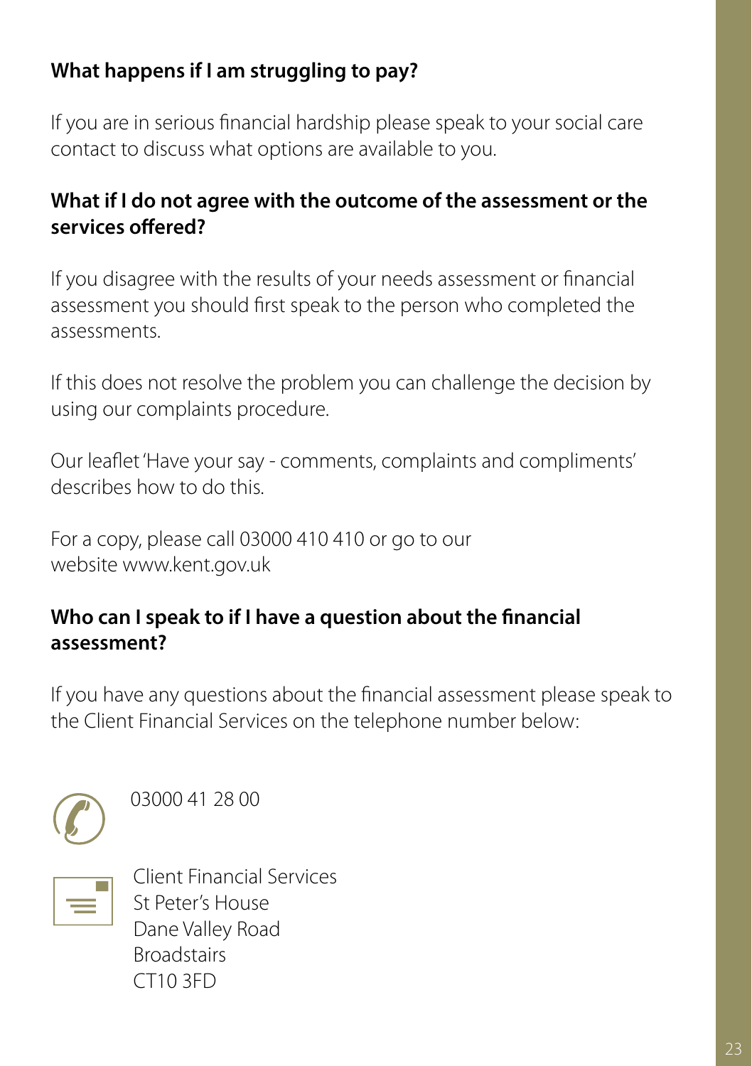**What happens if I am struggling to pay?**

If you are in serious financial hardship please speak to your social care contact to discuss what options are available to you.

**What if I do not agree with the outcome of the assessment or the services offered?**

If you disagree with the results of your needs assessment or financial assessment you should first speak to the person who completed the assessments.

If this does not resolve the problem you can challenge the decision by using our complaints procedure.

Our leaflet 'Have your say - comments, complaints and compliments' describes how to do this.

For a copy, please call 03000 410 410 or go to our website www.kent.gov.uk

**Who can I speak to if I have a question about the financial assessment?**

If you have any questions about the financial assessment please speak to the Client Financial Services on the telephone number below:

03000 41 28 00

Client Financial Services
St Peter's House
Dane Valley Road
Broadstairs
CT10 3FD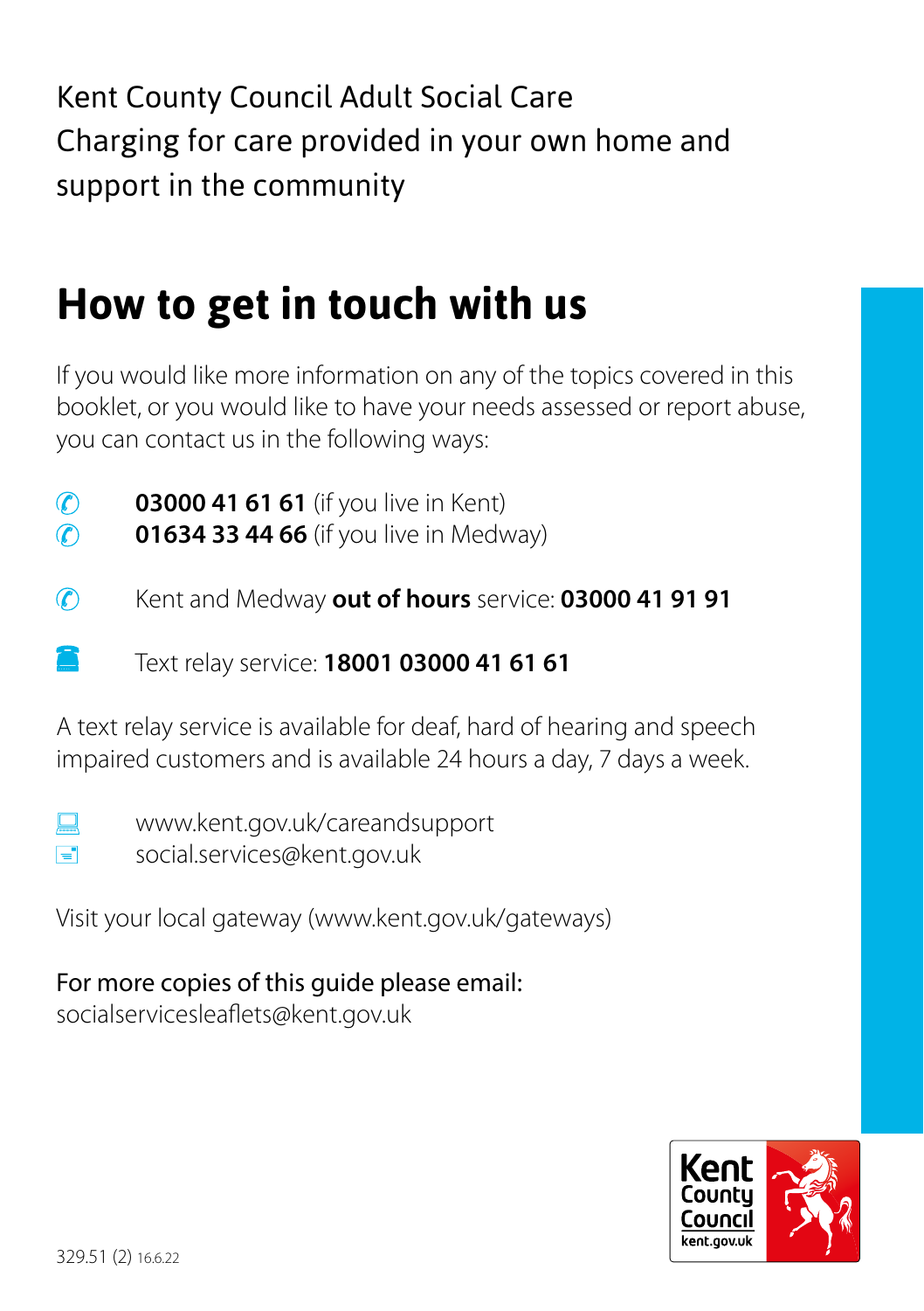Kent County Council Adult Social Care
Charging for care provided in your own home and support in the community

# How to get in touch with us

If you would like more information on any of the topics covered in this booklet, or you would like to have your needs assessed or report abuse, you can contact us in the following ways:

**03000 41 61 61** (if you live in Kent)
**01634 33 44 66** (if you live in Medway)

Kent and Medway **out of hours** service: **03000 41 91 91**

Text relay service: **18001 03000 41 61 61**

A text relay service is available for deaf, hard of hearing and speech impaired customers and is available 24 hours a day, 7 days a week.

www.kent.gov.uk/careandsupport
social.services@kent.gov.uk

Visit your local gateway (www.kent.gov.uk/gateways)

For more copies of this guide please email:
socialservicesleaflets@kent.gov.uk

Kent County Council
kent.gov.uk

329.51 (2) 16.6.22